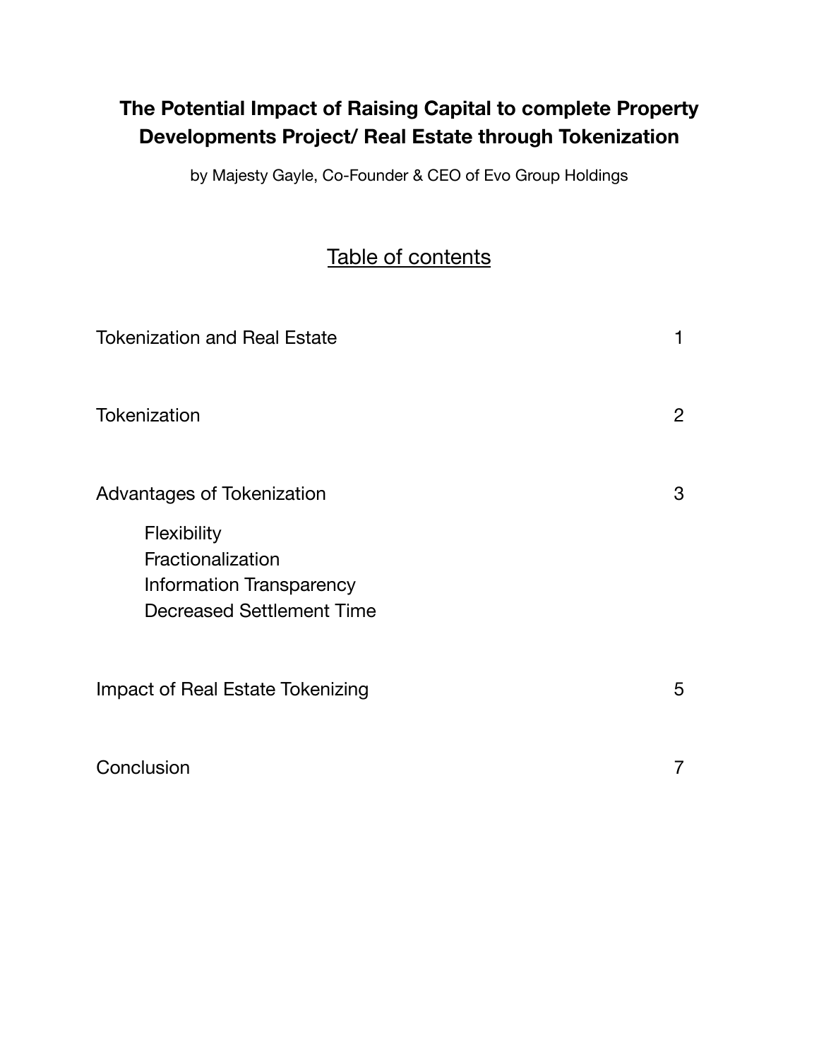# The Potential Impact of Raising Capital to complete Property Developments Project/ Real Estate through Tokenization

by Majesty Gayle, Co-Founder & CEO of Evo Group Holdings

## Table of contents

| | |
|---|---|
| Tokenization and Real Estate | 1 |
| Tokenization | 2 |
| Advantages of Tokenization | 3 |
| &nbsp;&nbsp;&nbsp;&nbsp;Flexibility | |
| &nbsp;&nbsp;&nbsp;&nbsp;Fractionalization | |
| &nbsp;&nbsp;&nbsp;&nbsp;Information Transparency | |
| &nbsp;&nbsp;&nbsp;&nbsp;Decreased Settlement Time | |
| Impact of Real Estate Tokenizing | 5 |
| Conclusion | 7 |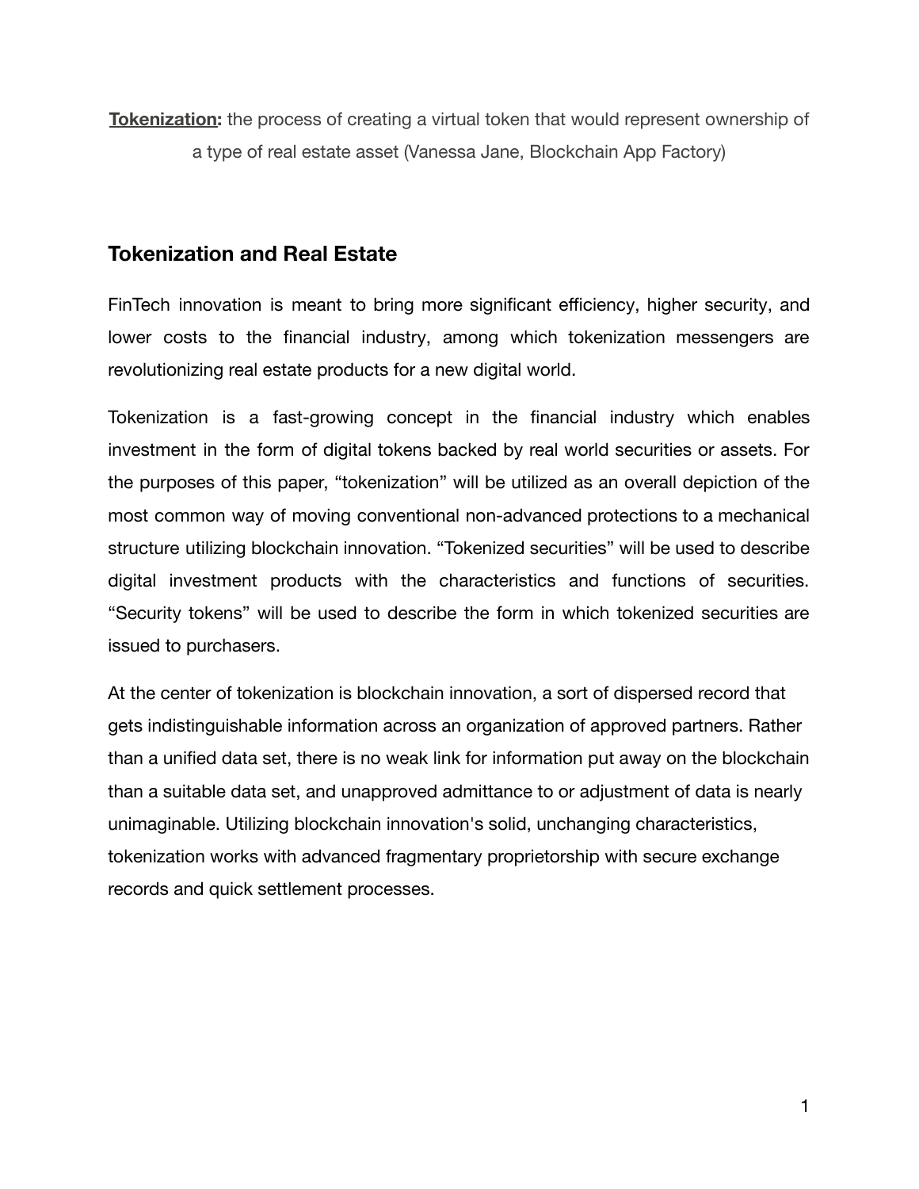**Tokenization:** the process of creating a virtual token that would represent ownership of a type of real estate asset (Vanessa Jane, Blockchain App Factory)

## Tokenization and Real Estate

FinTech innovation is meant to bring more significant efficiency, higher security, and lower costs to the financial industry, among which tokenization messengers are revolutionizing real estate products for a new digital world.

Tokenization is a fast-growing concept in the financial industry which enables investment in the form of digital tokens backed by real world securities or assets. For the purposes of this paper, "tokenization" will be utilized as an overall depiction of the most common way of moving conventional non-advanced protections to a mechanical structure utilizing blockchain innovation. "Tokenized securities" will be used to describe digital investment products with the characteristics and functions of securities. "Security tokens" will be used to describe the form in which tokenized securities are issued to purchasers.

At the center of tokenization is blockchain innovation, a sort of dispersed record that gets indistinguishable information across an organization of approved partners. Rather than a unified data set, there is no weak link for information put away on the blockchain than a suitable data set, and unapproved admittance to or adjustment of data is nearly unimaginable. Utilizing blockchain innovation's solid, unchanging characteristics, tokenization works with advanced fragmentary proprietorship with secure exchange records and quick settlement processes.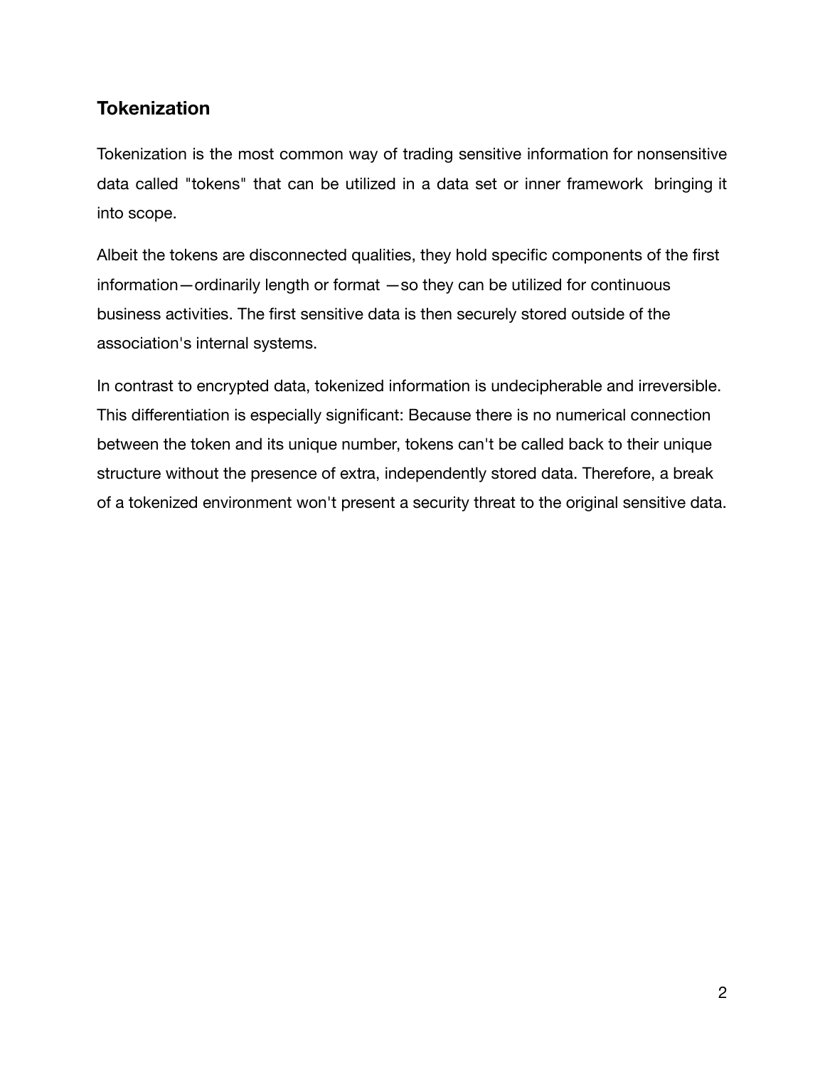## Tokenization

Tokenization is the most common way of trading sensitive information for nonsensitive data called "tokens" that can be utilized in a data set or inner framework  bringing it into scope.

Albeit the tokens are disconnected qualities, they hold specific components of the first information—ordinarily length or format —so they can be utilized for continuous business activities. The first sensitive data is then securely stored outside of the association's internal systems.

In contrast to encrypted data, tokenized information is undecipherable and irreversible. This differentiation is especially significant: Because there is no numerical connection between the token and its unique number, tokens can't be called back to their unique structure without the presence of extra, independently stored data. Therefore, a break of a tokenized environment won't present a security threat to the original sensitive data.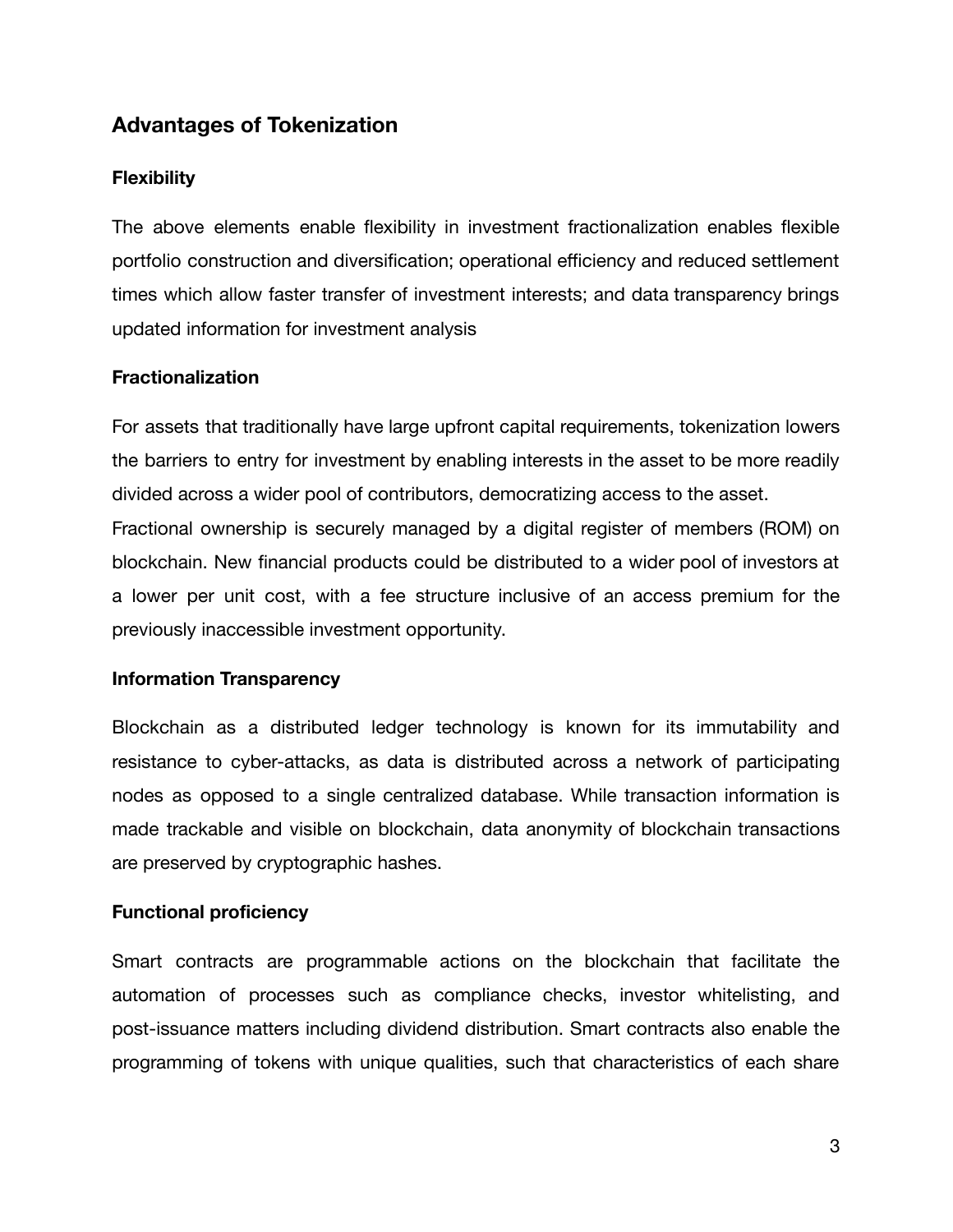## Advantages of Tokenization

### Flexibility

The above elements enable flexibility in investment fractionalization enables flexible portfolio construction and diversification; operational efficiency and reduced settlement times which allow faster transfer of investment interests; and data transparency brings updated information for investment analysis

### Fractionalization

For assets that traditionally have large upfront capital requirements, tokenization lowers the barriers to entry for investment by enabling interests in the asset to be more readily divided across a wider pool of contributors, democratizing access to the asset.
Fractional ownership is securely managed by a digital register of members (ROM) on blockchain. New financial products could be distributed to a wider pool of investors at a lower per unit cost, with a fee structure inclusive of an access premium for the previously inaccessible investment opportunity.

### Information Transparency

Blockchain as a distributed ledger technology is known for its immutability and resistance to cyber-attacks, as data is distributed across a network of participating nodes as opposed to a single centralized database. While transaction information is made trackable and visible on blockchain, data anonymity of blockchain transactions are preserved by cryptographic hashes.

### Functional proficiency

Smart contracts are programmable actions on the blockchain that facilitate the automation of processes such as compliance checks, investor whitelisting, and post-issuance matters including dividend distribution. Smart contracts also enable the programming of tokens with unique qualities, such that characteristics of each share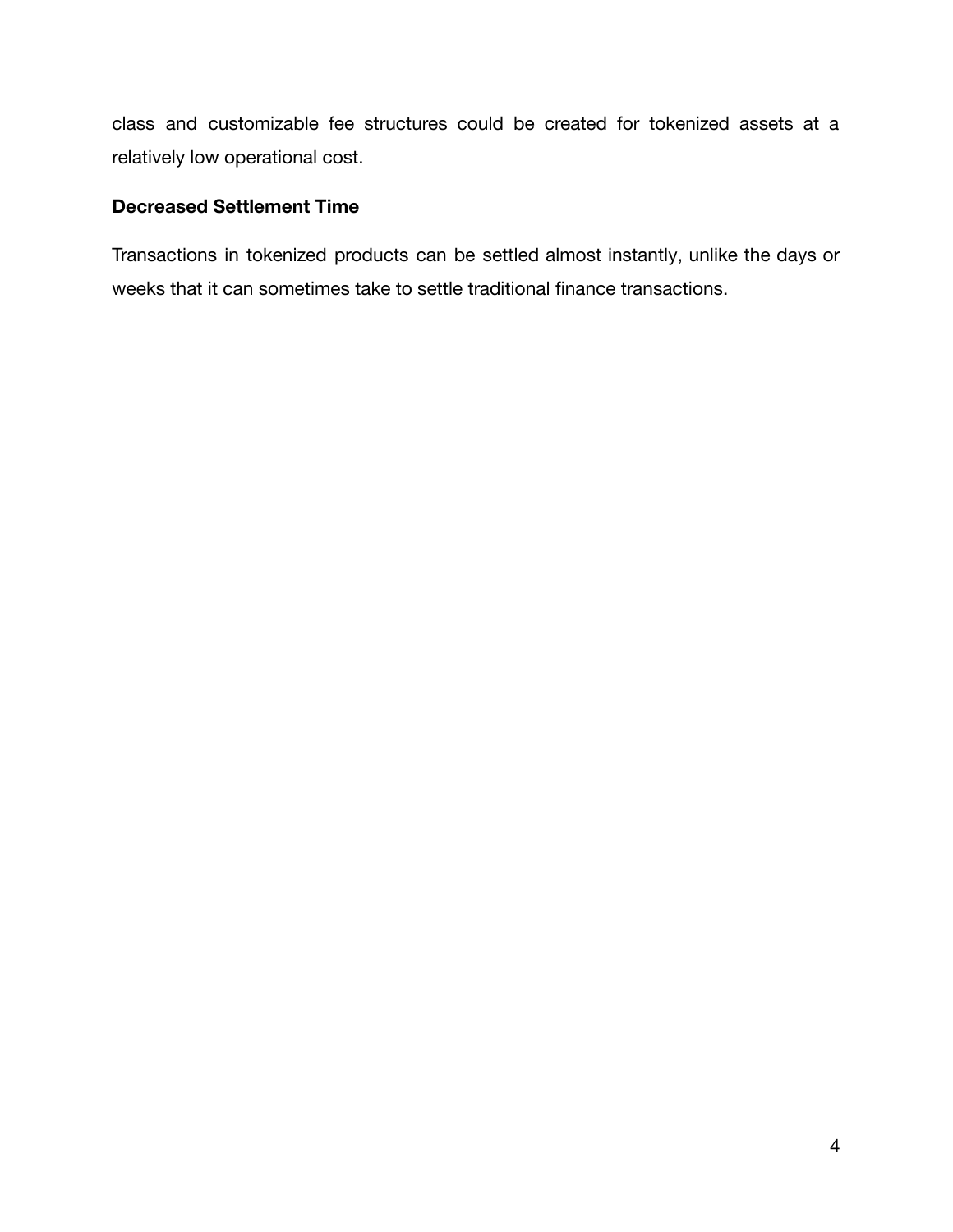class and customizable fee structures could be created for tokenized assets at a relatively low operational cost.

**Decreased Settlement Time**

Transactions in tokenized products can be settled almost instantly, unlike the days or weeks that it can sometimes take to settle traditional finance transactions.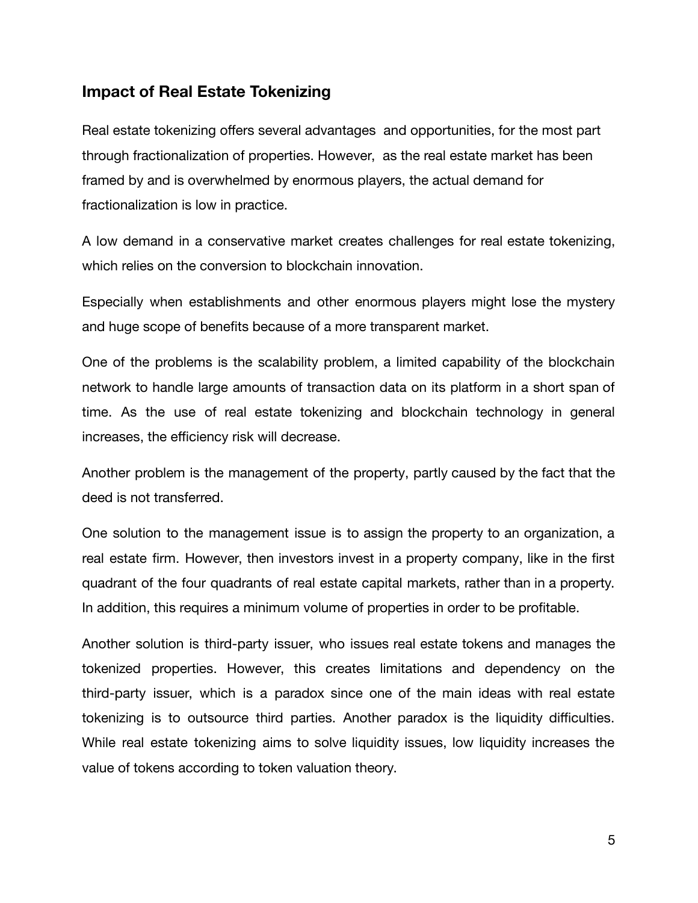## Impact of Real Estate Tokenizing

Real estate tokenizing offers several advantages and opportunities, for the most part through fractionalization of properties. However, as the real estate market has been framed by and is overwhelmed by enormous players, the actual demand for fractionalization is low in practice.

A low demand in a conservative market creates challenges for real estate tokenizing, which relies on the conversion to blockchain innovation.

Especially when establishments and other enormous players might lose the mystery and huge scope of benefits because of a more transparent market.

One of the problems is the scalability problem, a limited capability of the blockchain network to handle large amounts of transaction data on its platform in a short span of time. As the use of real estate tokenizing and blockchain technology in general increases, the efficiency risk will decrease.

Another problem is the management of the property, partly caused by the fact that the deed is not transferred.

One solution to the management issue is to assign the property to an organization, a real estate firm. However, then investors invest in a property company, like in the first quadrant of the four quadrants of real estate capital markets, rather than in a property. In addition, this requires a minimum volume of properties in order to be profitable.

Another solution is third-party issuer, who issues real estate tokens and manages the tokenized properties. However, this creates limitations and dependency on the third-party issuer, which is a paradox since one of the main ideas with real estate tokenizing is to outsource third parties. Another paradox is the liquidity difficulties. While real estate tokenizing aims to solve liquidity issues, low liquidity increases the value of tokens according to token valuation theory.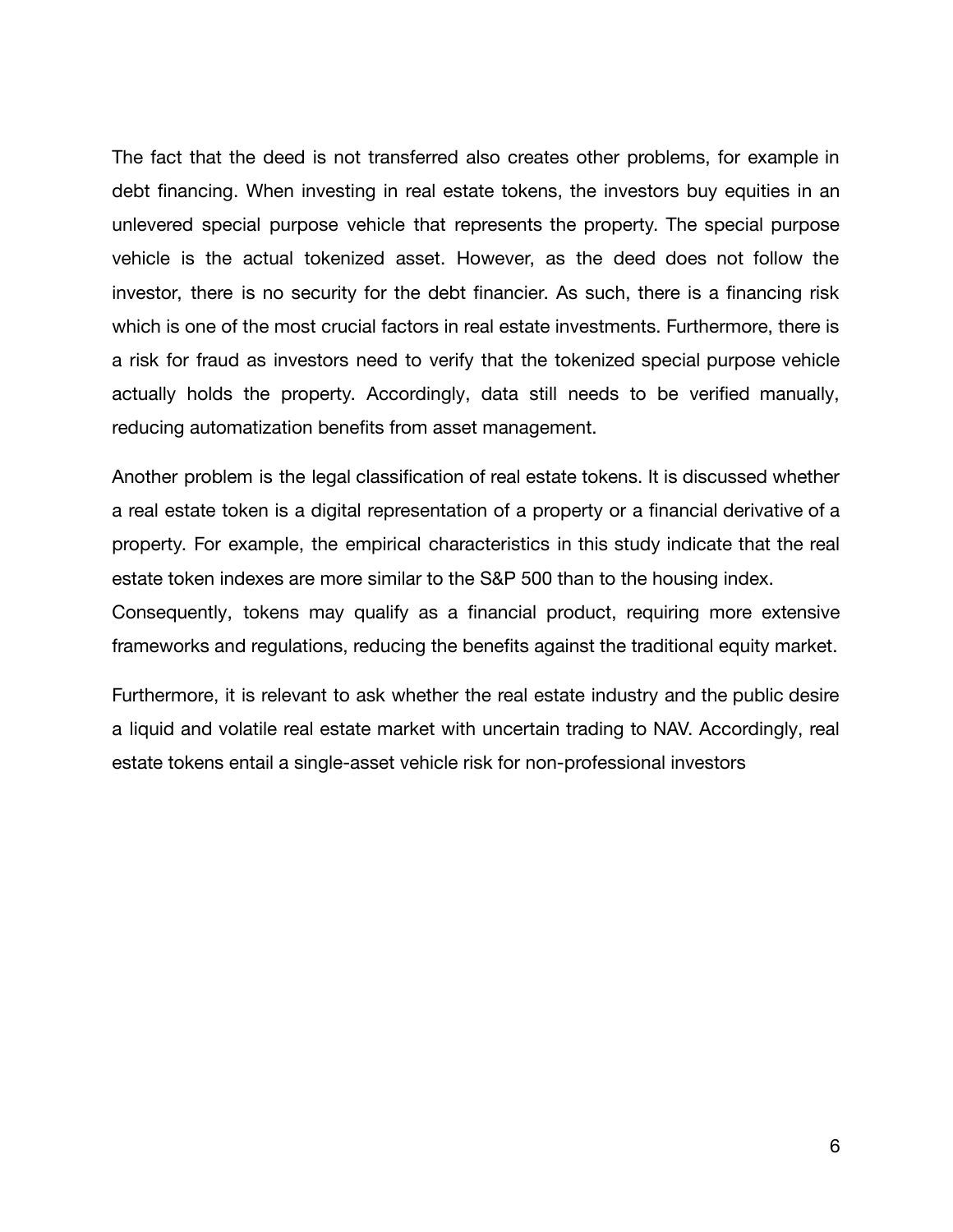The fact that the deed is not transferred also creates other problems, for example in debt financing. When investing in real estate tokens, the investors buy equities in an unlevered special purpose vehicle that represents the property. The special purpose vehicle is the actual tokenized asset. However, as the deed does not follow the investor, there is no security for the debt financier. As such, there is a financing risk which is one of the most crucial factors in real estate investments. Furthermore, there is a risk for fraud as investors need to verify that the tokenized special purpose vehicle actually holds the property. Accordingly, data still needs to be verified manually, reducing automatization benefits from asset management.

Another problem is the legal classification of real estate tokens. It is discussed whether a real estate token is a digital representation of a property or a financial derivative of a property. For example, the empirical characteristics in this study indicate that the real estate token indexes are more similar to the S&P 500 than to the housing index.
Consequently, tokens may qualify as a financial product, requiring more extensive frameworks and regulations, reducing the benefits against the traditional equity market.

Furthermore, it is relevant to ask whether the real estate industry and the public desire a liquid and volatile real estate market with uncertain trading to NAV. Accordingly, real estate tokens entail a single-asset vehicle risk for non-professional investors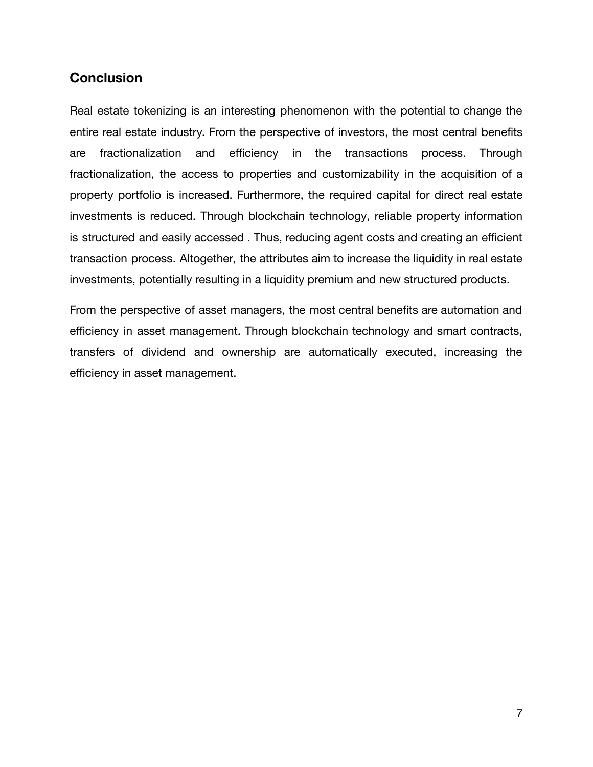## Conclusion

Real estate tokenizing is an interesting phenomenon with the potential to change the entire real estate industry. From the perspective of investors, the most central benefits are fractionalization and efficiency in the transactions process. Through fractionalization, the access to properties and customizability in the acquisition of a property portfolio is increased. Furthermore, the required capital for direct real estate investments is reduced. Through blockchain technology, reliable property information is structured and easily accessed . Thus, reducing agent costs and creating an efficient transaction process. Altogether, the attributes aim to increase the liquidity in real estate investments, potentially resulting in a liquidity premium and new structured products.

From the perspective of asset managers, the most central benefits are automation and efficiency in asset management. Through blockchain technology and smart contracts, transfers of dividend and ownership are automatically executed, increasing the efficiency in asset management.